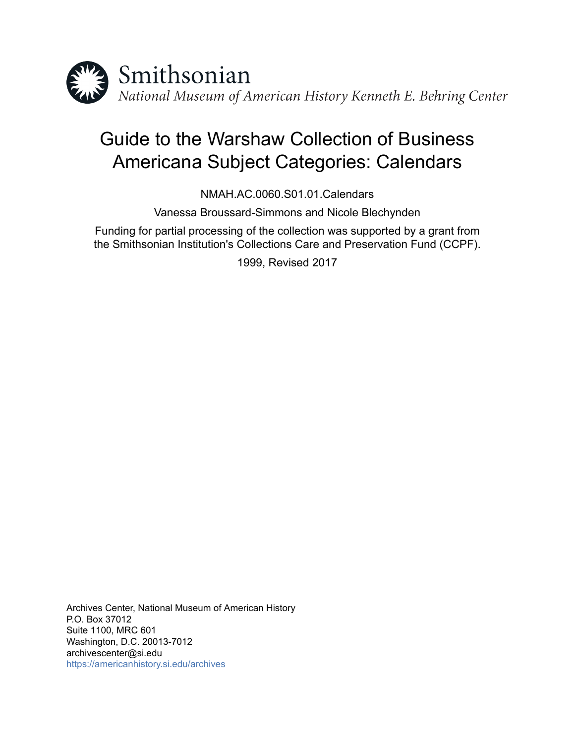Smithsonian

*National Museum of American History Kenneth E. Behring Center*

# Guide to the Warshaw Collection of Business Americana Subject Categories: Calendars

NMAH.AC.0060.S01.01.Calendars

Vanessa Broussard-Simmons and Nicole Blechynden

Funding for partial processing of the collection was supported by a grant from the Smithsonian Institution's Collections Care and Preservation Fund (CCPF).

1999, Revised 2017

Archives Center, National Museum of American History
P.O. Box 37012
Suite 1100, MRC 601
Washington, D.C. 20013-7012
archivescenter@si.edu
https://americanhistory.si.edu/archives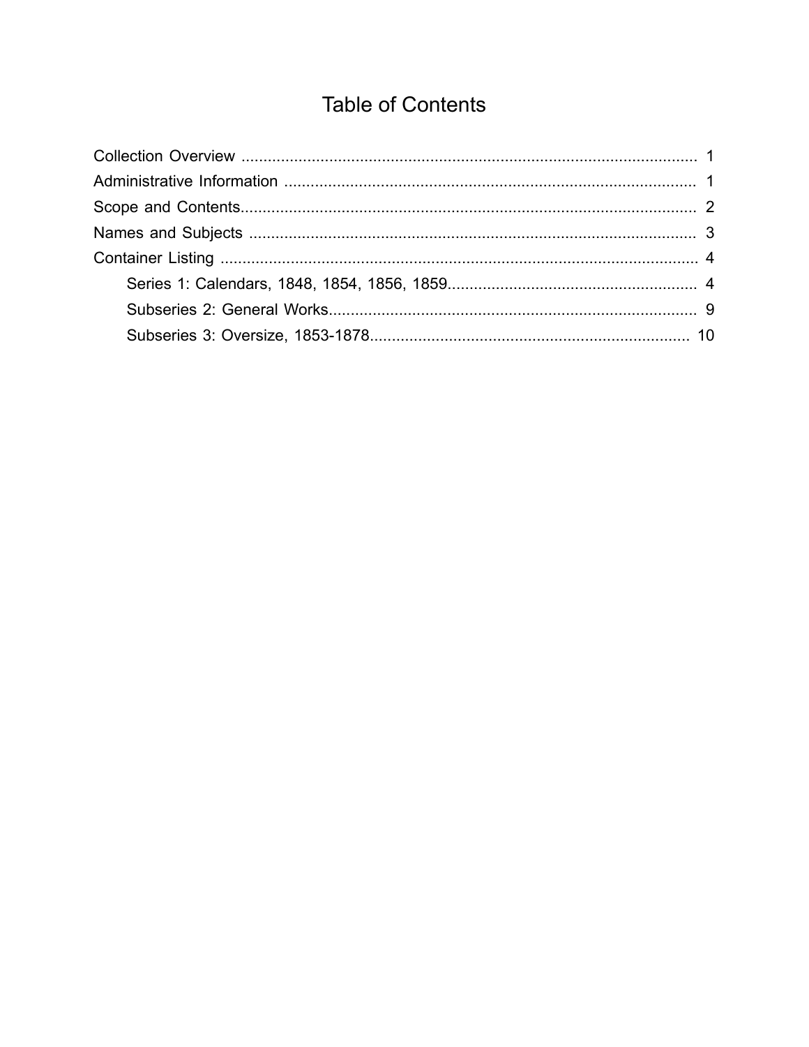# Table of Contents

- Collection Overview ........................................................................................................ 1
- Administrative Information .............................................................................................. 1
- Scope and Contents........................................................................................................ 2
- Names and Subjects ...................................................................................................... 3
- Container Listing ............................................................................................................. 4
  - Series 1: Calendars, 1848, 1854, 1856, 1859......................................................... 4
  - Subseries 2: General Works.................................................................................... 9
  - Subseries 3: Oversize, 1853-1878......................................................................... 10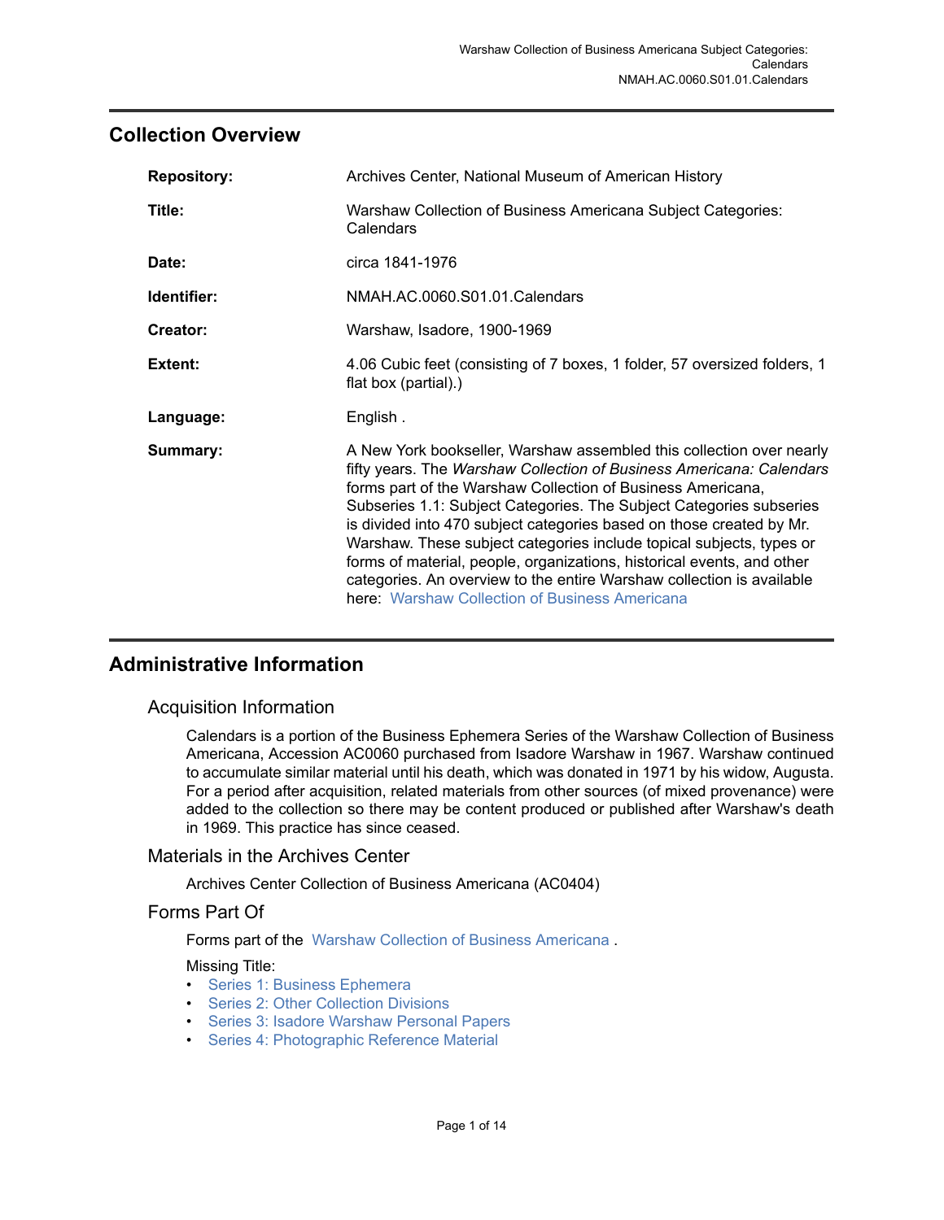## Collection Overview

| | |
|---|---|
| **Repository:** | Archives Center, National Museum of American History |
| **Title:** | Warshaw Collection of Business Americana Subject Categories: Calendars |
| **Date:** | circa 1841-1976 |
| **Identifier:** | NMAH.AC.0060.S01.01.Calendars |
| **Creator:** | Warshaw, Isadore, 1900-1969 |
| **Extent:** | 4.06 Cubic feet (consisting of 7 boxes, 1 folder, 57 oversized folders, 1 flat box (partial).) |
| **Language:** | English . |
| **Summary:** | A New York bookseller, Warshaw assembled this collection over nearly fifty years. The *Warshaw Collection of Business Americana: Calendars* forms part of the Warshaw Collection of Business Americana, Subseries 1.1: Subject Categories. The Subject Categories subseries is divided into 470 subject categories based on those created by Mr. Warshaw. These subject categories include topical subjects, types or forms of material, people, organizations, historical events, and other categories. An overview to the entire Warshaw collection is available here: Warshaw Collection of Business Americana |

## Administrative Information

### Acquisition Information

Calendars is a portion of the Business Ephemera Series of the Warshaw Collection of Business Americana, Accession AC0060 purchased from Isadore Warshaw in 1967. Warshaw continued to accumulate similar material until his death, which was donated in 1971 by his widow, Augusta. For a period after acquisition, related materials from other sources (of mixed provenance) were added to the collection so there may be content produced or published after Warshaw's death in 1969. This practice has since ceased.

### Materials in the Archives Center

Archives Center Collection of Business Americana (AC0404)

### Forms Part Of

Forms part of the Warshaw Collection of Business Americana .

Missing Title:

- Series 1: Business Ephemera
- Series 2: Other Collection Divisions
- Series 3: Isadore Warshaw Personal Papers
- Series 4: Photographic Reference Material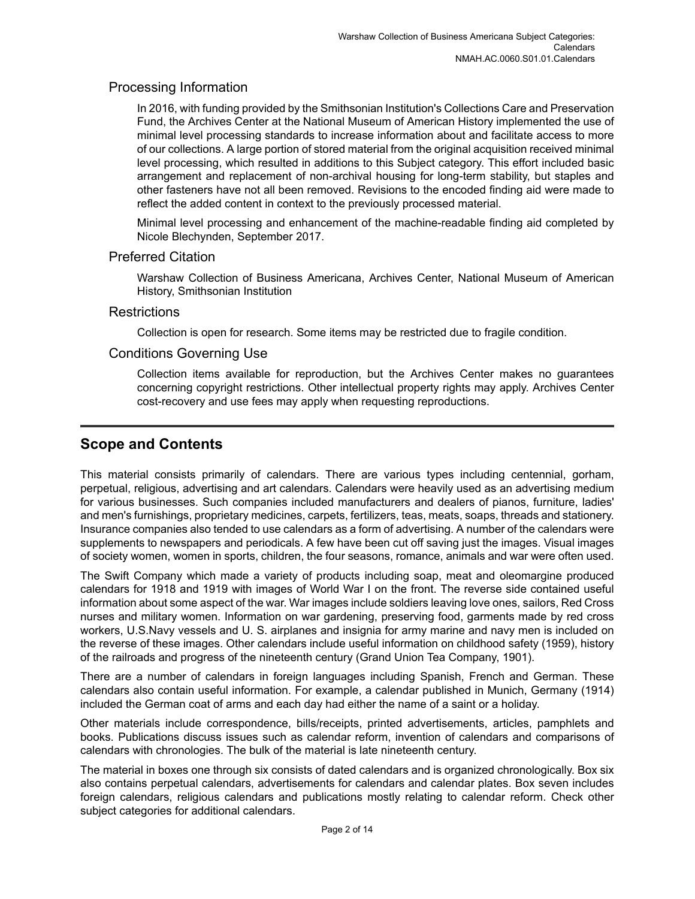## Processing Information

In 2016, with funding provided by the Smithsonian Institution's Collections Care and Preservation Fund, the Archives Center at the National Museum of American History implemented the use of minimal level processing standards to increase information about and facilitate access to more of our collections. A large portion of stored material from the original acquisition received minimal level processing, which resulted in additions to this Subject category. This effort included basic arrangement and replacement of non-archival housing for long-term stability, but staples and other fasteners have not all been removed. Revisions to the encoded finding aid were made to reflect the added content in context to the previously processed material.

Minimal level processing and enhancement of the machine-readable finding aid completed by Nicole Blechynden, September 2017.

## Preferred Citation

Warshaw Collection of Business Americana, Archives Center, National Museum of American History, Smithsonian Institution

## Restrictions

Collection is open for research. Some items may be restricted due to fragile condition.

## Conditions Governing Use

Collection items available for reproduction, but the Archives Center makes no guarantees concerning copyright restrictions. Other intellectual property rights may apply. Archives Center cost-recovery and use fees may apply when requesting reproductions.

# Scope and Contents

This material consists primarily of calendars. There are various types including centennial, gorham, perpetual, religious, advertising and art calendars. Calendars were heavily used as an advertising medium for various businesses. Such companies included manufacturers and dealers of pianos, furniture, ladies' and men's furnishings, proprietary medicines, carpets, fertilizers, teas, meats, soaps, threads and stationery. Insurance companies also tended to use calendars as a form of advertising. A number of the calendars were supplements to newspapers and periodicals. A few have been cut off saving just the images. Visual images of society women, women in sports, children, the four seasons, romance, animals and war were often used.

The Swift Company which made a variety of products including soap, meat and oleomargine produced calendars for 1918 and 1919 with images of World War I on the front. The reverse side contained useful information about some aspect of the war. War images include soldiers leaving love ones, sailors, Red Cross nurses and military women. Information on war gardening, preserving food, garments made by red cross workers, U.S.Navy vessels and U. S. airplanes and insignia for army marine and navy men is included on the reverse of these images. Other calendars include useful information on childhood safety (1959), history of the railroads and progress of the nineteenth century (Grand Union Tea Company, 1901).

There are a number of calendars in foreign languages including Spanish, French and German. These calendars also contain useful information. For example, a calendar published in Munich, Germany (1914) included the German coat of arms and each day had either the name of a saint or a holiday.

Other materials include correspondence, bills/receipts, printed advertisements, articles, pamphlets and books. Publications discuss issues such as calendar reform, invention of calendars and comparisons of calendars with chronologies. The bulk of the material is late nineteenth century.

The material in boxes one through six consists of dated calendars and is organized chronologically. Box six also contains perpetual calendars, advertisements for calendars and calendar plates. Box seven includes foreign calendars, religious calendars and publications mostly relating to calendar reform. Check other subject categories for additional calendars.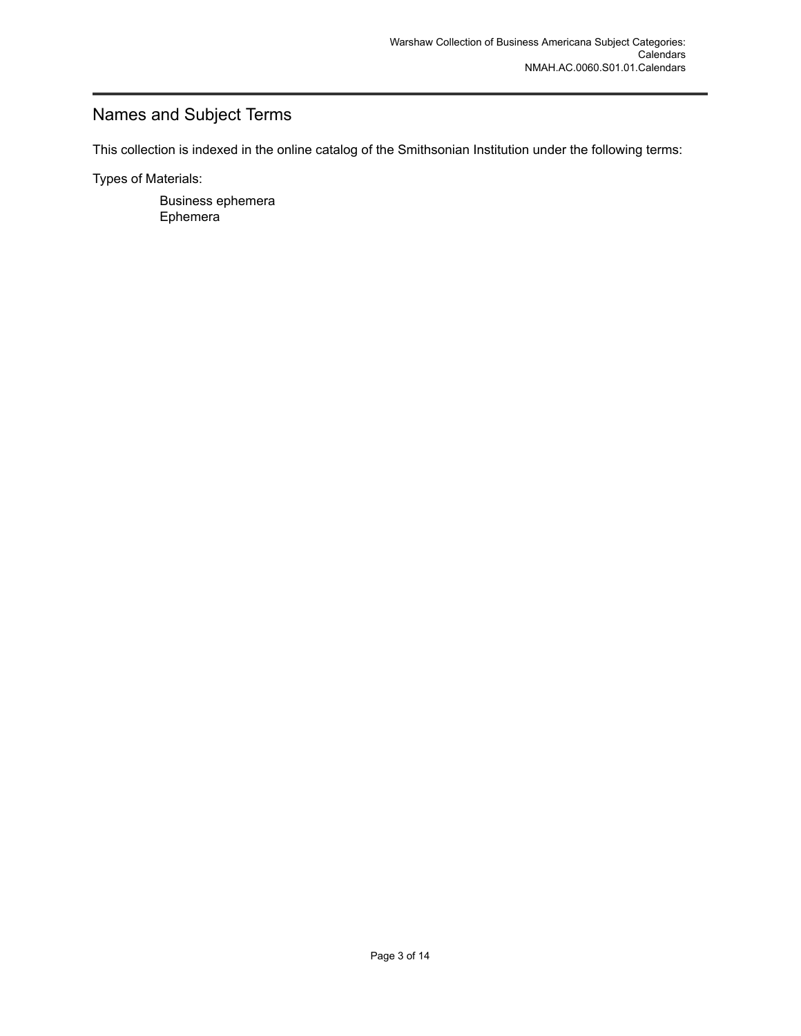## Names and Subject Terms

This collection is indexed in the online catalog of the Smithsonian Institution under the following terms:

Types of Materials:

- Business ephemera
- Ephemera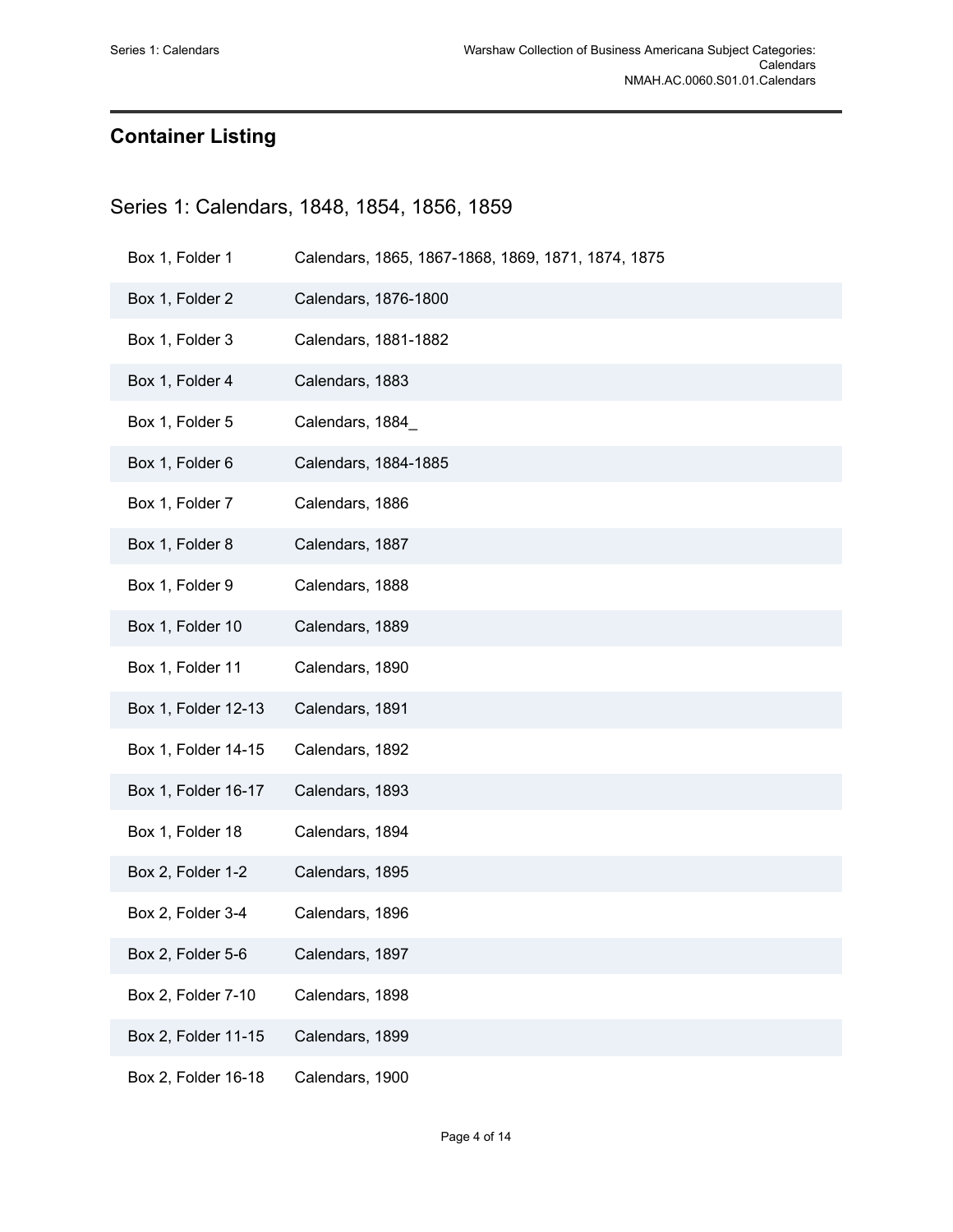## Container Listing

### Series 1: Calendars, 1848, 1854, 1856, 1859

| | |
|---|---|
| Box 1, Folder 1 | Calendars, 1865, 1867-1868, 1869, 1871, 1874, 1875 |
| Box 1, Folder 2 | Calendars, 1876-1800 |
| Box 1, Folder 3 | Calendars, 1881-1882 |
| Box 1, Folder 4 | Calendars, 1883 |
| Box 1, Folder 5 | Calendars, 1884_ |
| Box 1, Folder 6 | Calendars, 1884-1885 |
| Box 1, Folder 7 | Calendars, 1886 |
| Box 1, Folder 8 | Calendars, 1887 |
| Box 1, Folder 9 | Calendars, 1888 |
| Box 1, Folder 10 | Calendars, 1889 |
| Box 1, Folder 11 | Calendars, 1890 |
| Box 1, Folder 12-13 | Calendars, 1891 |
| Box 1, Folder 14-15 | Calendars, 1892 |
| Box 1, Folder 16-17 | Calendars, 1893 |
| Box 1, Folder 18 | Calendars, 1894 |
| Box 2, Folder 1-2 | Calendars, 1895 |
| Box 2, Folder 3-4 | Calendars, 1896 |
| Box 2, Folder 5-6 | Calendars, 1897 |
| Box 2, Folder 7-10 | Calendars, 1898 |
| Box 2, Folder 11-15 | Calendars, 1899 |
| Box 2, Folder 16-18 | Calendars, 1900 |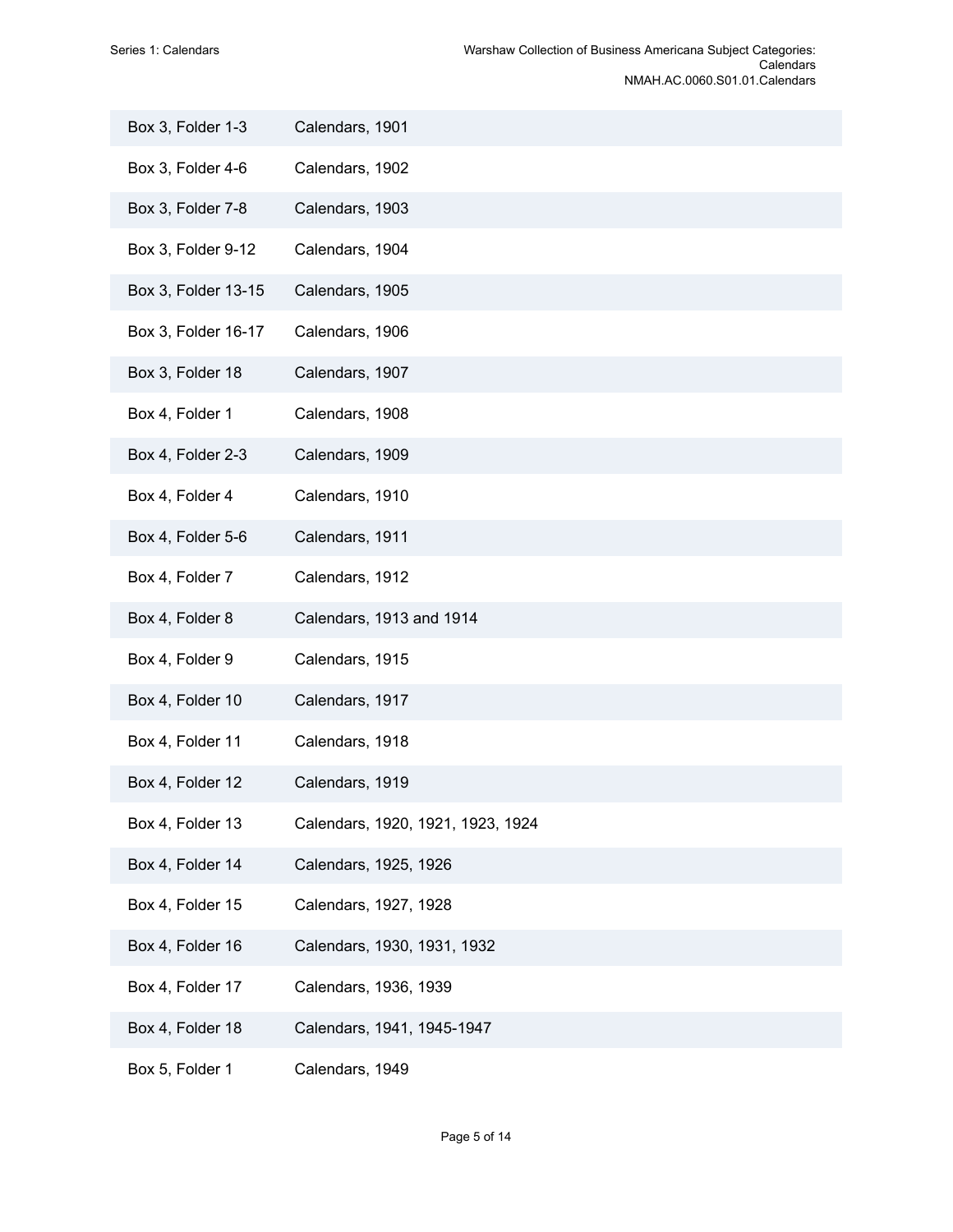| | |
|---|---|
| Box 3, Folder 1-3 | Calendars, 1901 |
| Box 3, Folder 4-6 | Calendars, 1902 |
| Box 3, Folder 7-8 | Calendars, 1903 |
| Box 3, Folder 9-12 | Calendars, 1904 |
| Box 3, Folder 13-15 | Calendars, 1905 |
| Box 3, Folder 16-17 | Calendars, 1906 |
| Box 3, Folder 18 | Calendars, 1907 |
| Box 4, Folder 1 | Calendars, 1908 |
| Box 4, Folder 2-3 | Calendars, 1909 |
| Box 4, Folder 4 | Calendars, 1910 |
| Box 4, Folder 5-6 | Calendars, 1911 |
| Box 4, Folder 7 | Calendars, 1912 |
| Box 4, Folder 8 | Calendars, 1913 and 1914 |
| Box 4, Folder 9 | Calendars, 1915 |
| Box 4, Folder 10 | Calendars, 1917 |
| Box 4, Folder 11 | Calendars, 1918 |
| Box 4, Folder 12 | Calendars, 1919 |
| Box 4, Folder 13 | Calendars, 1920, 1921, 1923, 1924 |
| Box 4, Folder 14 | Calendars, 1925, 1926 |
| Box 4, Folder 15 | Calendars, 1927, 1928 |
| Box 4, Folder 16 | Calendars, 1930, 1931, 1932 |
| Box 4, Folder 17 | Calendars, 1936, 1939 |
| Box 4, Folder 18 | Calendars, 1941, 1945-1947 |
| Box 5, Folder 1 | Calendars, 1949 |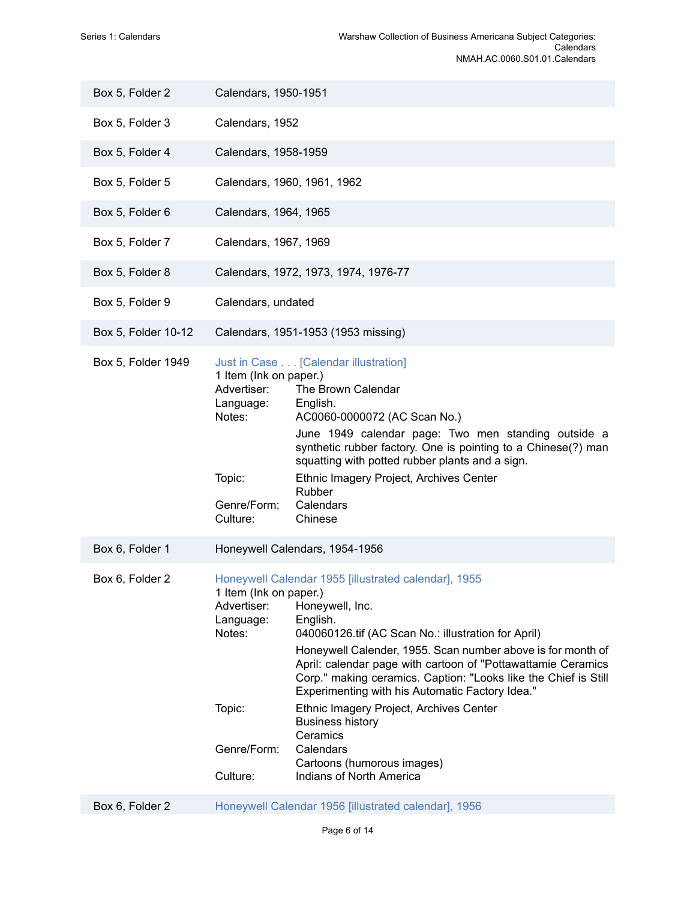| | |
|---|---|
| Box 5, Folder 2 | Calendars, 1950-1951 |
| Box 5, Folder 3 | Calendars, 1952 |
| Box 5, Folder 4 | Calendars, 1958-1959 |
| Box 5, Folder 5 | Calendars, 1960, 1961, 1962 |
| Box 5, Folder 6 | Calendars, 1964, 1965 |
| Box 5, Folder 7 | Calendars, 1967, 1969 |
| Box 5, Folder 8 | Calendars, 1972, 1973, 1974, 1976-77 |
| Box 5, Folder 9 | Calendars, undated |
| Box 5, Folder 10-12 | Calendars, 1951-1953 (1953 missing) |

**Box 5, Folder 1949**

Just in Case . . . [Calendar illustration]
1 Item (Ink on paper.)

Advertiser: The Brown Calendar
Language: English.
Notes: AC0060-0000072 (AC Scan No.)

June 1949 calendar page: Two men standing outside a synthetic rubber factory. One is pointing to a Chinese(?) man squatting with potted rubber plants and a sign.

Topic: Ethnic Imagery Project, Archives Center
Rubber
Genre/Form: Calendars
Culture: Chinese

**Box 6, Folder 1**

Honeywell Calendars, 1954-1956

**Box 6, Folder 2**

Honeywell Calendar 1955 [illustrated calendar], 1955
1 Item (Ink on paper.)

Advertiser: Honeywell, Inc.
Language: English.
Notes: 040060126.tif (AC Scan No.: illustration for April)

Honeywell Calender, 1955. Scan number above is for month of April: calendar page with cartoon of "Pottawattamie Ceramics Corp." making ceramics. Caption: "Looks like the Chief is Still Experimenting with his Automatic Factory Idea."

Topic: Ethnic Imagery Project, Archives Center
Business history
Ceramics
Genre/Form: Calendars
Cartoons (humorous images)
Culture: Indians of North America

**Box 6, Folder 2**

Honeywell Calendar 1956 [illustrated calendar], 1956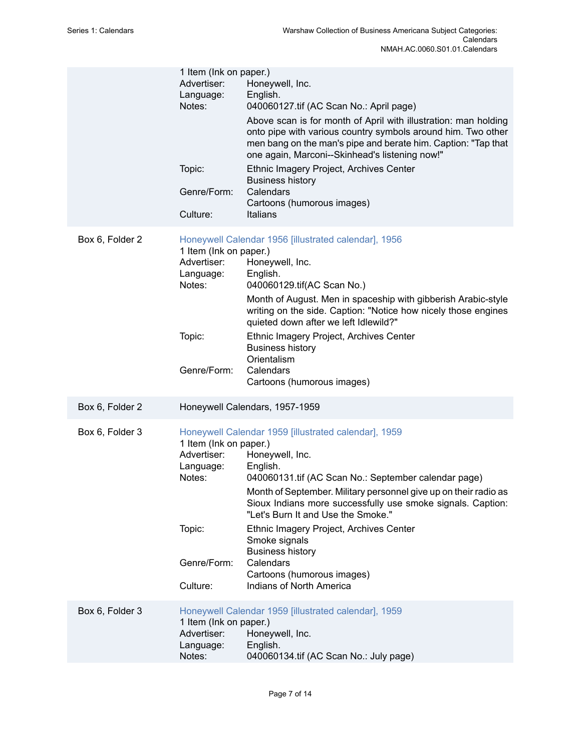1 Item (Ink on paper.)

Advertiser: Honeywell, Inc.

Language: English.

Notes: 040060127.tif (AC Scan No.: April page)

Above scan is for month of April with illustration: man holding onto pipe with various country symbols around him. Two other men bang on the man's pipe and berate him. Caption: "Tap that one again, Marconi--Skinhead's listening now!"

Topic: Ethnic Imagery Project, Archives Center
Business history

Genre/Form: Calendars
Cartoons (humorous images)

Culture: Italians

---

Box 6, Folder 2

Honeywell Calendar 1956 [illustrated calendar], 1956

1 Item (Ink on paper.)

Advertiser: Honeywell, Inc.

Language: English.

Notes: 040060129.tif(AC Scan No.)

Month of August. Men in spaceship with gibberish Arabic-style writing on the side. Caption: "Notice how nicely those engines quieted down after we left Idlewild?"

Topic: Ethnic Imagery Project, Archives Center
Business history
Orientalism

Genre/Form: Calendars
Cartoons (humorous images)

---

Box 6, Folder 2

Honeywell Calendars, 1957-1959

---

Box 6, Folder 3

Honeywell Calendar 1959 [illustrated calendar], 1959

1 Item (Ink on paper.)

Advertiser: Honeywell, Inc.

Language: English.

Notes: 040060131.tif (AC Scan No.: September calendar page)

Month of September. Military personnel give up on their radio as Sioux Indians more successfully use smoke signals. Caption: "Let's Burn It and Use the Smoke."

Topic: Ethnic Imagery Project, Archives Center
Smoke signals
Business history

Genre/Form: Calendars
Cartoons (humorous images)

Culture: Indians of North America

---

Box 6, Folder 3

Honeywell Calendar 1959 [illustrated calendar], 1959

1 Item (Ink on paper.)

Advertiser: Honeywell, Inc.

Language: English.

Notes: 040060134.tif (AC Scan No.: July page)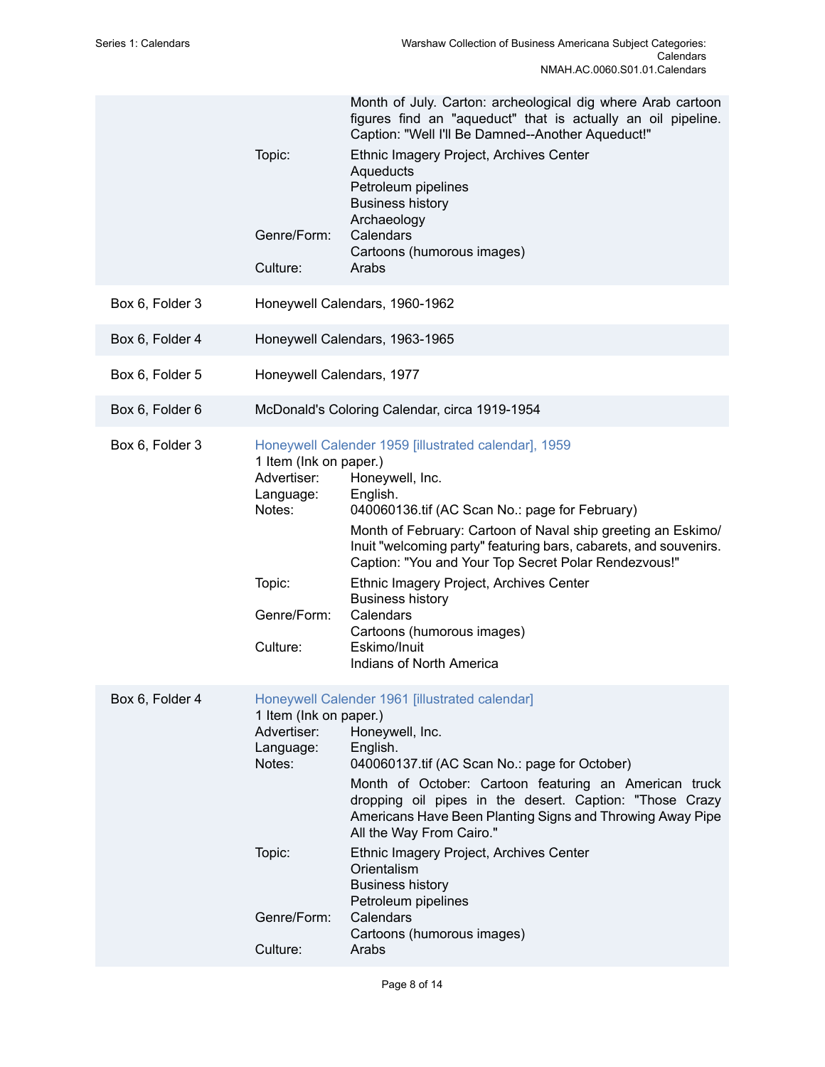Month of July. Carton: archeological dig where Arab cartoon figures find an "aqueduct" that is actually an oil pipeline. Caption: "Well I'll Be Damned--Another Aqueduct!"

Topic: Ethnic Imagery Project, Archives Center
Aqueducts
Petroleum pipelines
Business history
Archaeology

Genre/Form: Calendars
Cartoons (humorous images)

Culture: Arabs

Box 6, Folder 3 — Honeywell Calendars, 1960-1962

Box 6, Folder 4 — Honeywell Calendars, 1963-1965

Box 6, Folder 5 — Honeywell Calendars, 1977

Box 6, Folder 6 — McDonald's Coloring Calendar, circa 1919-1954

Box 6, Folder 3 — Honeywell Calender 1959 [illustrated calendar], 1959

1 Item (Ink on paper.)

Advertiser: Honeywell, Inc.

Language: English.

Notes: 040060136.tif (AC Scan No.: page for February)

Month of February: Cartoon of Naval ship greeting an Eskimo/Inuit "welcoming party" featuring bars, cabarets, and souvenirs. Caption: "You and Your Top Secret Polar Rendezvous!"

Topic: Ethnic Imagery Project, Archives Center
Business history

Genre/Form: Calendars
Cartoons (humorous images)

Culture: Eskimo/Inuit
Indians of North America

Box 6, Folder 4 — Honeywell Calender 1961 [illustrated calendar]

1 Item (Ink on paper.)

Advertiser: Honeywell, Inc.

Language: English.

Notes: 040060137.tif (AC Scan No.: page for October)

Month of October: Cartoon featuring an American truck dropping oil pipes in the desert. Caption: "Those Crazy Americans Have Been Planting Signs and Throwing Away Pipe All the Way From Cairo."

Topic: Ethnic Imagery Project, Archives Center
Orientalism
Business history
Petroleum pipelines

Genre/Form: Calendars
Cartoons (humorous images)

Culture: Arabs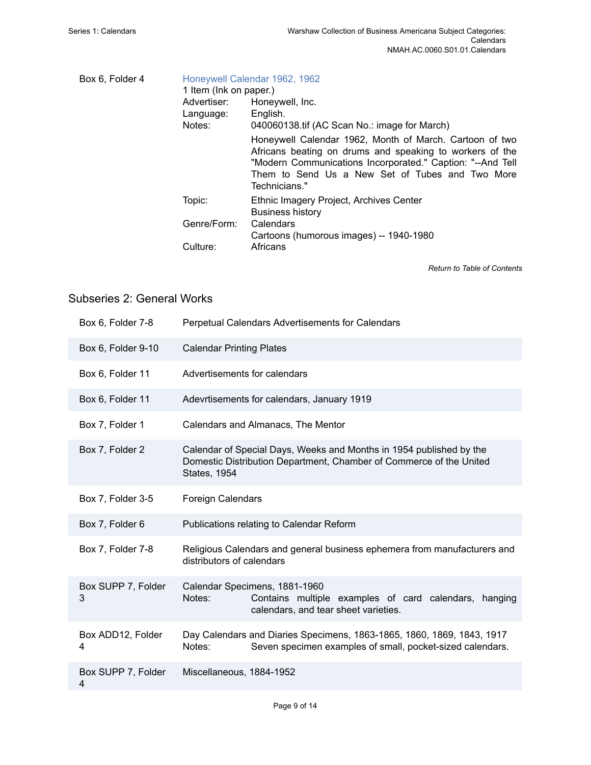| | |
|---|---|
| Box 6, Folder 4 | Honeywell Calendar 1962, 1962<br>1 Item (Ink on paper.)<br>Advertiser: Honeywell, Inc.<br>Language: English.<br>Notes: 040060138.tif (AC Scan No.: image for March)<br>Honeywell Calendar 1962, Month of March. Cartoon of two Africans beating on drums and speaking to workers of the "Modern Communications Incorporated." Caption: "--And Tell Them to Send Us a New Set of Tubes and Two More Technicians."<br>Topic: Ethnic Imagery Project, Archives Center<br>Business history<br>Genre/Form: Calendars<br>Cartoons (humorous images) -- 1940-1980<br>Culture: Africans |

*Return to Table of Contents*

## Subseries 2: General Works

| | |
|---|---|
| Box 6, Folder 7-8 | Perpetual Calendars Advertisements for Calendars |
| Box 6, Folder 9-10 | Calendar Printing Plates |
| Box 6, Folder 11 | Advertisements for calendars |
| Box 6, Folder 11 | Adevrtisements for calendars, January 1919 |
| Box 7, Folder 1 | Calendars and Almanacs, The Mentor |
| Box 7, Folder 2 | Calendar of Special Days, Weeks and Months in 1954 published by the Domestic Distribution Department, Chamber of Commerce of the United States, 1954 |
| Box 7, Folder 3-5 | Foreign Calendars |
| Box 7, Folder 6 | Publications relating to Calendar Reform |
| Box 7, Folder 7-8 | Religious Calendars and general business ephemera from manufacturers and distributors of calendars |
| Box SUPP 7, Folder 3 | Calendar Specimens, 1881-1960<br>Notes: Contains multiple examples of card calendars, hanging calendars, and tear sheet varieties. |
| Box ADD12, Folder 4 | Day Calendars and Diaries Specimens, 1863-1865, 1860, 1869, 1843, 1917<br>Notes: Seven specimen examples of small, pocket-sized calendars. |
| Box SUPP 7, Folder 4 | Miscellaneous, 1884-1952 |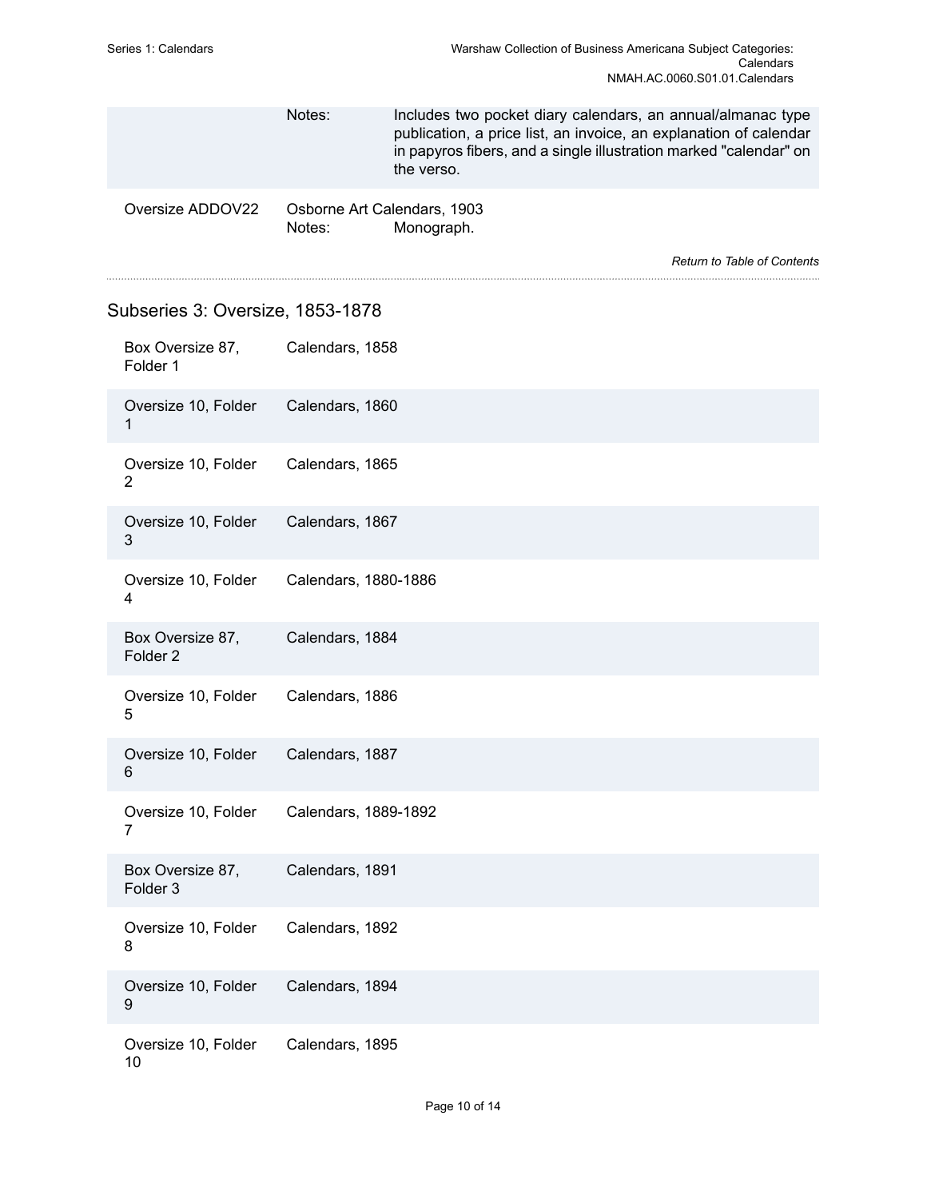| | | |
|---|---|---|
| | Notes: | Includes two pocket diary calendars, an annual/almanac type publication, a price list, an invoice, an explanation of calendar in papyros fibers, and a single illustration marked "calendar" on the verso. |
| Oversize ADDOV22 | Osborne Art Calendars, 1903 | |
| | Notes: | Monograph. |

*Return to Table of Contents*

## Subseries 3: Oversize, 1853-1878

| | |
|---|---|
| Box Oversize 87, Folder 1 | Calendars, 1858 |
| Oversize 10, Folder 1 | Calendars, 1860 |
| Oversize 10, Folder 2 | Calendars, 1865 |
| Oversize 10, Folder 3 | Calendars, 1867 |
| Oversize 10, Folder 4 | Calendars, 1880-1886 |
| Box Oversize 87, Folder 2 | Calendars, 1884 |
| Oversize 10, Folder 5 | Calendars, 1886 |
| Oversize 10, Folder 6 | Calendars, 1887 |
| Oversize 10, Folder 7 | Calendars, 1889-1892 |
| Box Oversize 87, Folder 3 | Calendars, 1891 |
| Oversize 10, Folder 8 | Calendars, 1892 |
| Oversize 10, Folder 9 | Calendars, 1894 |
| Oversize 10, Folder 10 | Calendars, 1895 |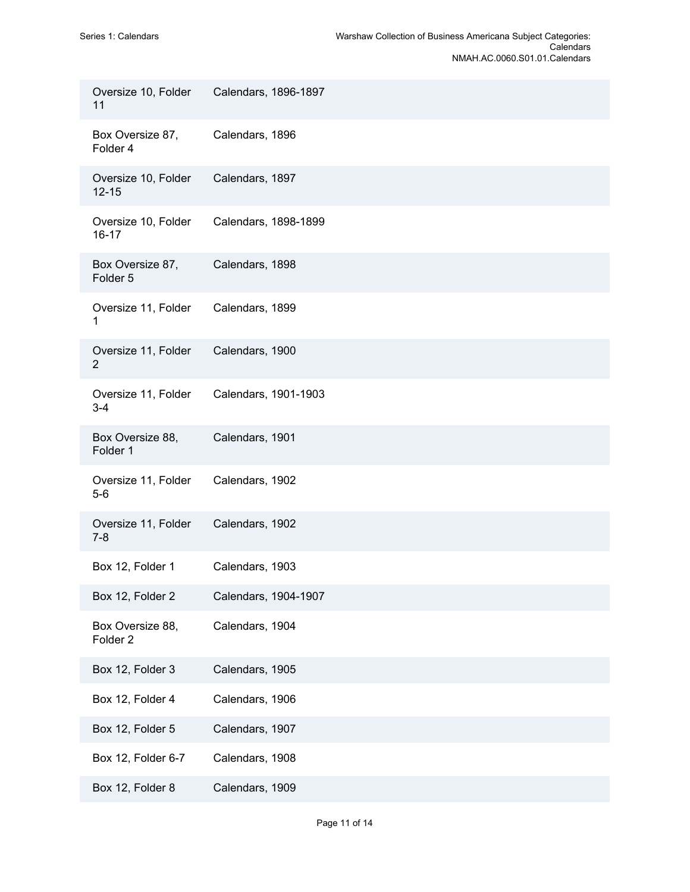| | |
|---|---|
| Oversize 10, Folder 11 | Calendars, 1896-1897 |
| Box Oversize 87, Folder 4 | Calendars, 1896 |
| Oversize 10, Folder 12-15 | Calendars, 1897 |
| Oversize 10, Folder 16-17 | Calendars, 1898-1899 |
| Box Oversize 87, Folder 5 | Calendars, 1898 |
| Oversize 11, Folder 1 | Calendars, 1899 |
| Oversize 11, Folder 2 | Calendars, 1900 |
| Oversize 11, Folder 3-4 | Calendars, 1901-1903 |
| Box Oversize 88, Folder 1 | Calendars, 1901 |
| Oversize 11, Folder 5-6 | Calendars, 1902 |
| Oversize 11, Folder 7-8 | Calendars, 1902 |
| Box 12, Folder 1 | Calendars, 1903 |
| Box 12, Folder 2 | Calendars, 1904-1907 |
| Box Oversize 88, Folder 2 | Calendars, 1904 |
| Box 12, Folder 3 | Calendars, 1905 |
| Box 12, Folder 4 | Calendars, 1906 |
| Box 12, Folder 5 | Calendars, 1907 |
| Box 12, Folder 6-7 | Calendars, 1908 |
| Box 12, Folder 8 | Calendars, 1909 |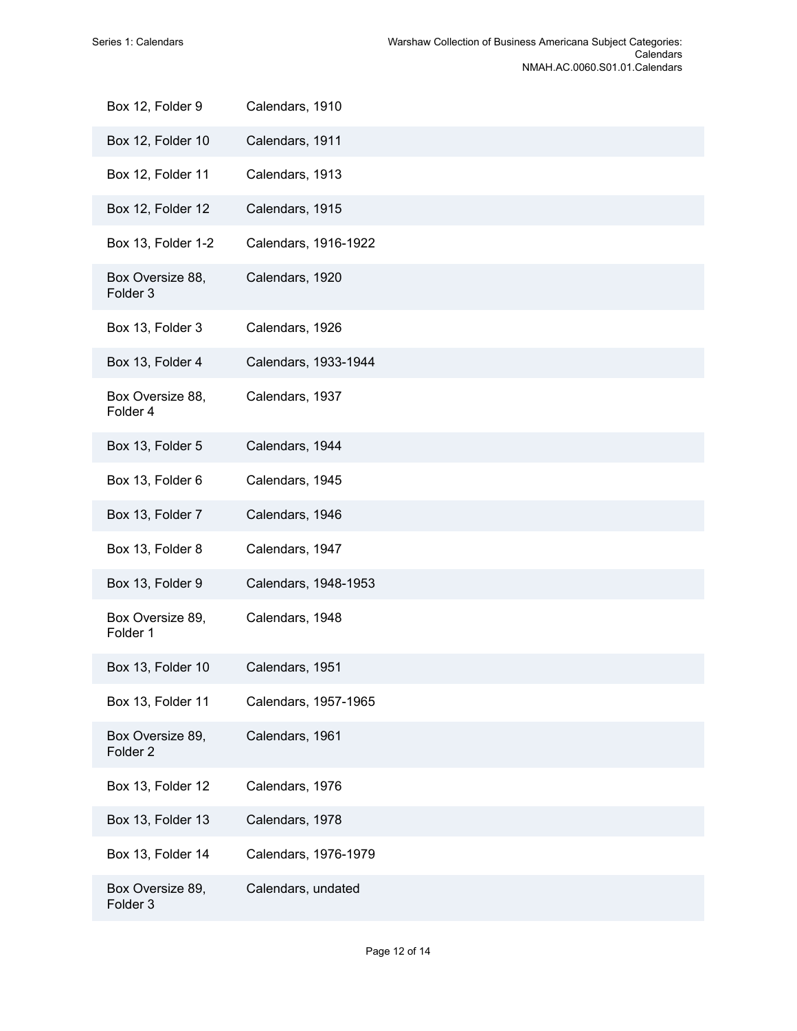| | |
|---|---|
| Box 12, Folder 9 | Calendars, 1910 |
| Box 12, Folder 10 | Calendars, 1911 |
| Box 12, Folder 11 | Calendars, 1913 |
| Box 12, Folder 12 | Calendars, 1915 |
| Box 13, Folder 1-2 | Calendars, 1916-1922 |
| Box Oversize 88, Folder 3 | Calendars, 1920 |
| Box 13, Folder 3 | Calendars, 1926 |
| Box 13, Folder 4 | Calendars, 1933-1944 |
| Box Oversize 88, Folder 4 | Calendars, 1937 |
| Box 13, Folder 5 | Calendars, 1944 |
| Box 13, Folder 6 | Calendars, 1945 |
| Box 13, Folder 7 | Calendars, 1946 |
| Box 13, Folder 8 | Calendars, 1947 |
| Box 13, Folder 9 | Calendars, 1948-1953 |
| Box Oversize 89, Folder 1 | Calendars, 1948 |
| Box 13, Folder 10 | Calendars, 1951 |
| Box 13, Folder 11 | Calendars, 1957-1965 |
| Box Oversize 89, Folder 2 | Calendars, 1961 |
| Box 13, Folder 12 | Calendars, 1976 |
| Box 13, Folder 13 | Calendars, 1978 |
| Box 13, Folder 14 | Calendars, 1976-1979 |
| Box Oversize 89, Folder 3 | Calendars, undated |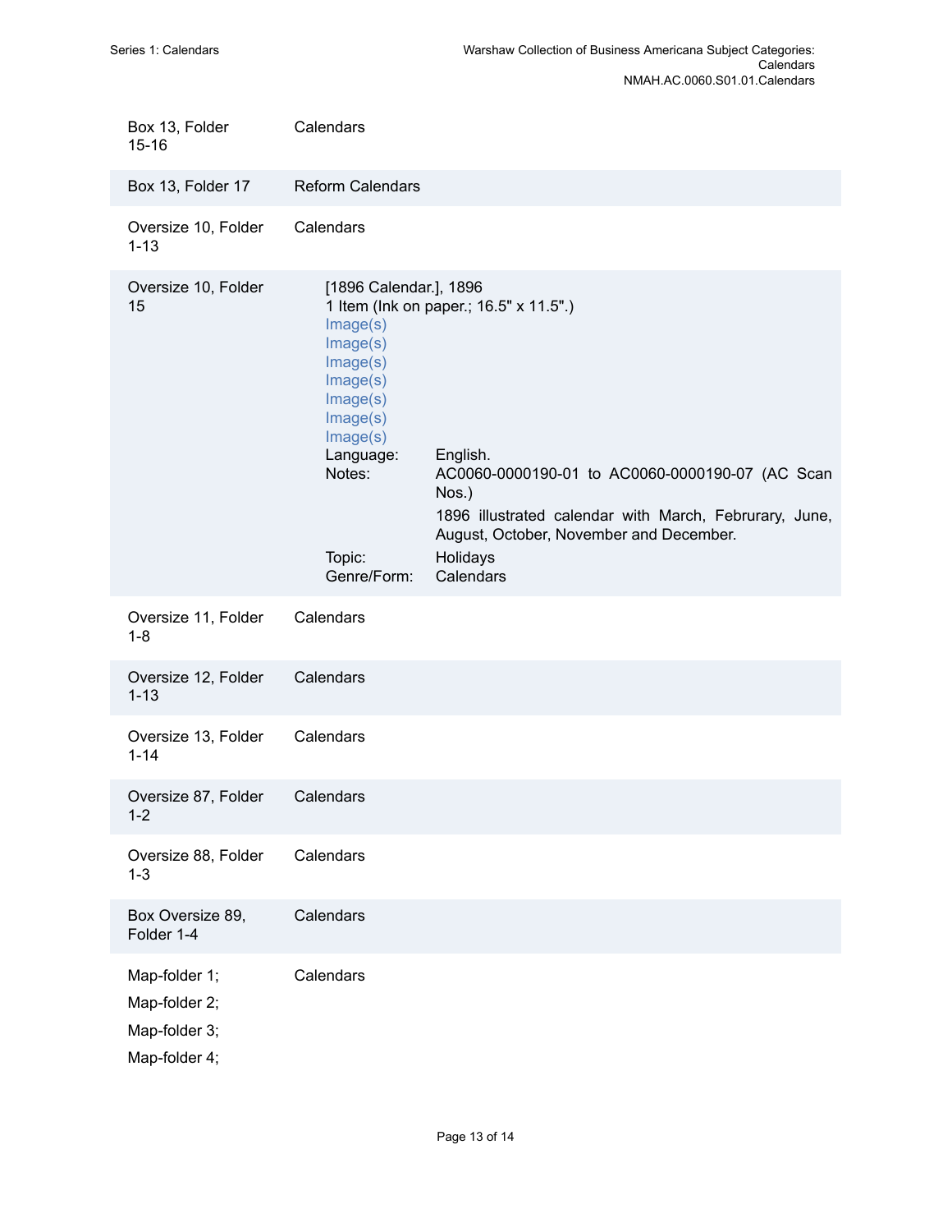| Location | Description |
|---|---|
| Box 13, Folder 15-16 | Calendars |
| Box 13, Folder 17 | Reform Calendars |
| Oversize 10, Folder 1-13 | Calendars |
| Oversize 10, Folder 15 | [1896 Calendar.], 1896<br>1 Item (Ink on paper.; 16.5" x 11.5".)<br>Image(s)<br>Image(s)<br>Image(s)<br>Image(s)<br>Image(s)<br>Image(s)<br>Image(s)<br>Language: English.<br>Notes: AC0060-0000190-01 to AC0060-0000190-07 (AC Scan Nos.)<br>1896 illustrated calendar with March, Februrary, June, August, October, November and December.<br>Topic: Holidays<br>Genre/Form: Calendars |
| Oversize 11, Folder 1-8 | Calendars |
| Oversize 12, Folder 1-13 | Calendars |
| Oversize 13, Folder 1-14 | Calendars |
| Oversize 87, Folder 1-2 | Calendars |
| Oversize 88, Folder 1-3 | Calendars |
| Box Oversize 89, Folder 1-4 | Calendars |
| Map-folder 1;<br>Map-folder 2;<br>Map-folder 3;<br>Map-folder 4; | Calendars |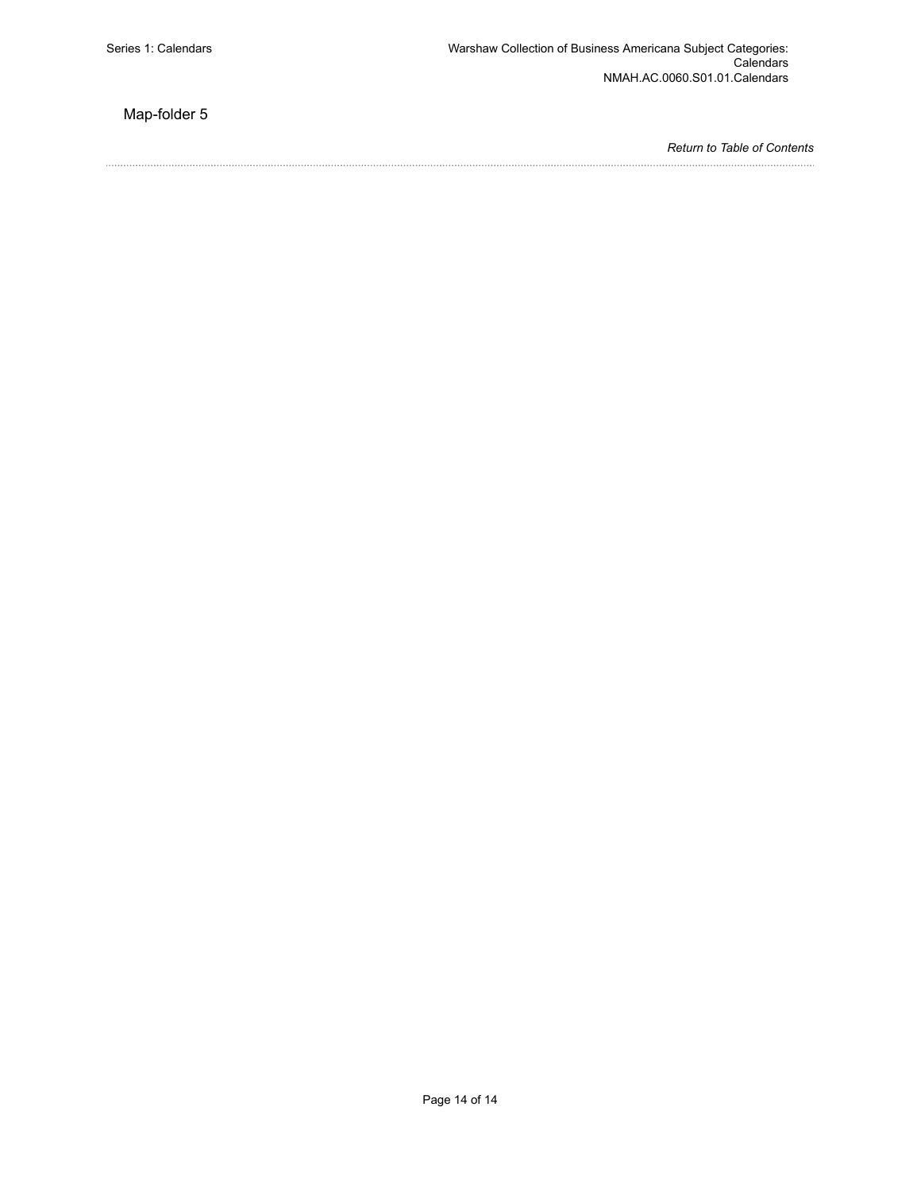Map-folder 5

*Return to Table of Contents*